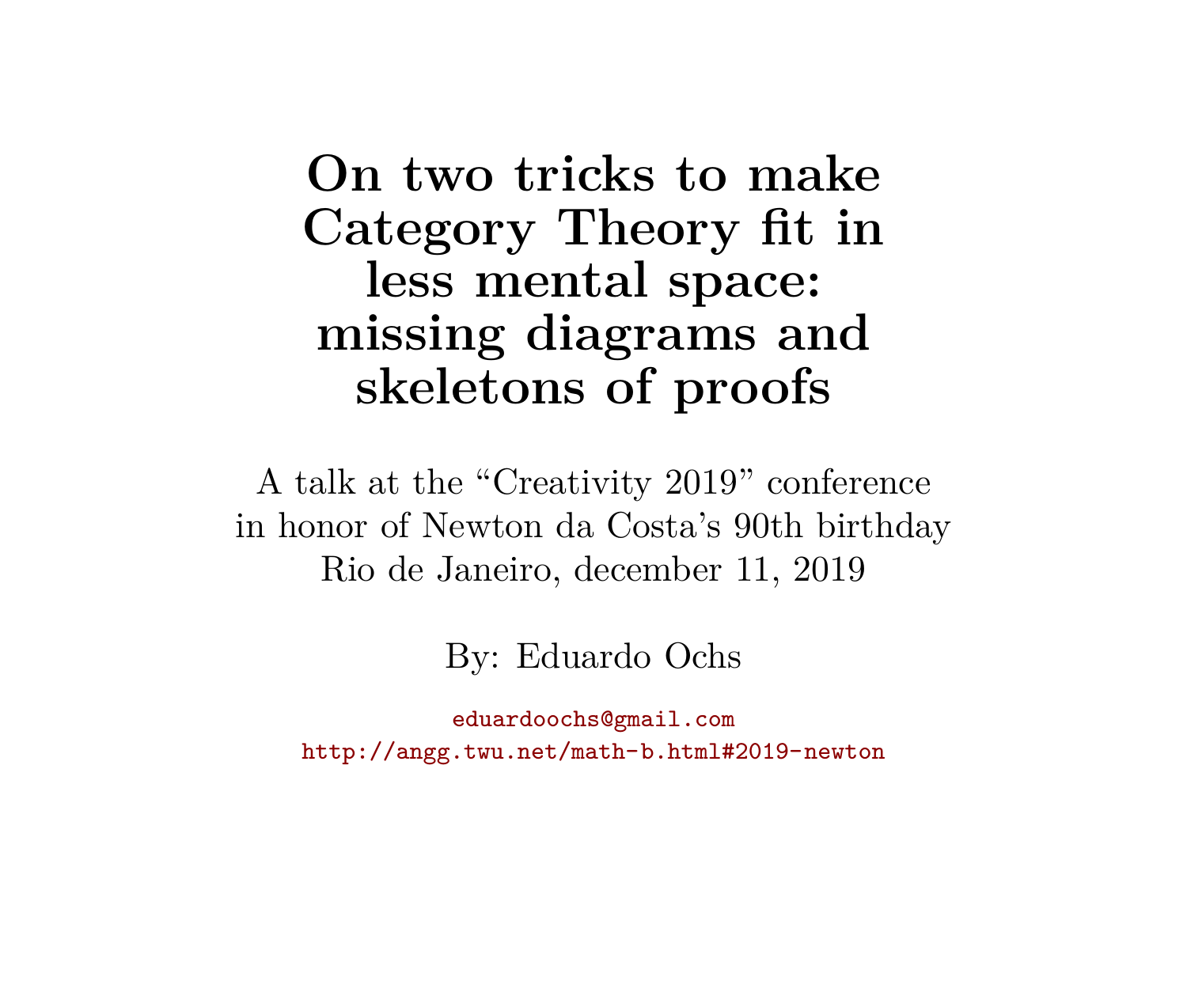# On two tricks to make Category Theory fit in less mental space: missing diagrams and skeletons of proofs

A talk at the “Creativity 2019” conference
in honor of Newton da Costa’s 90th birthday
Rio de Janeiro, december 11, 2019

By: Eduardo Ochs

eduardoochs@gmail.com
http://angg.twu.net/math-b.html#2019-newton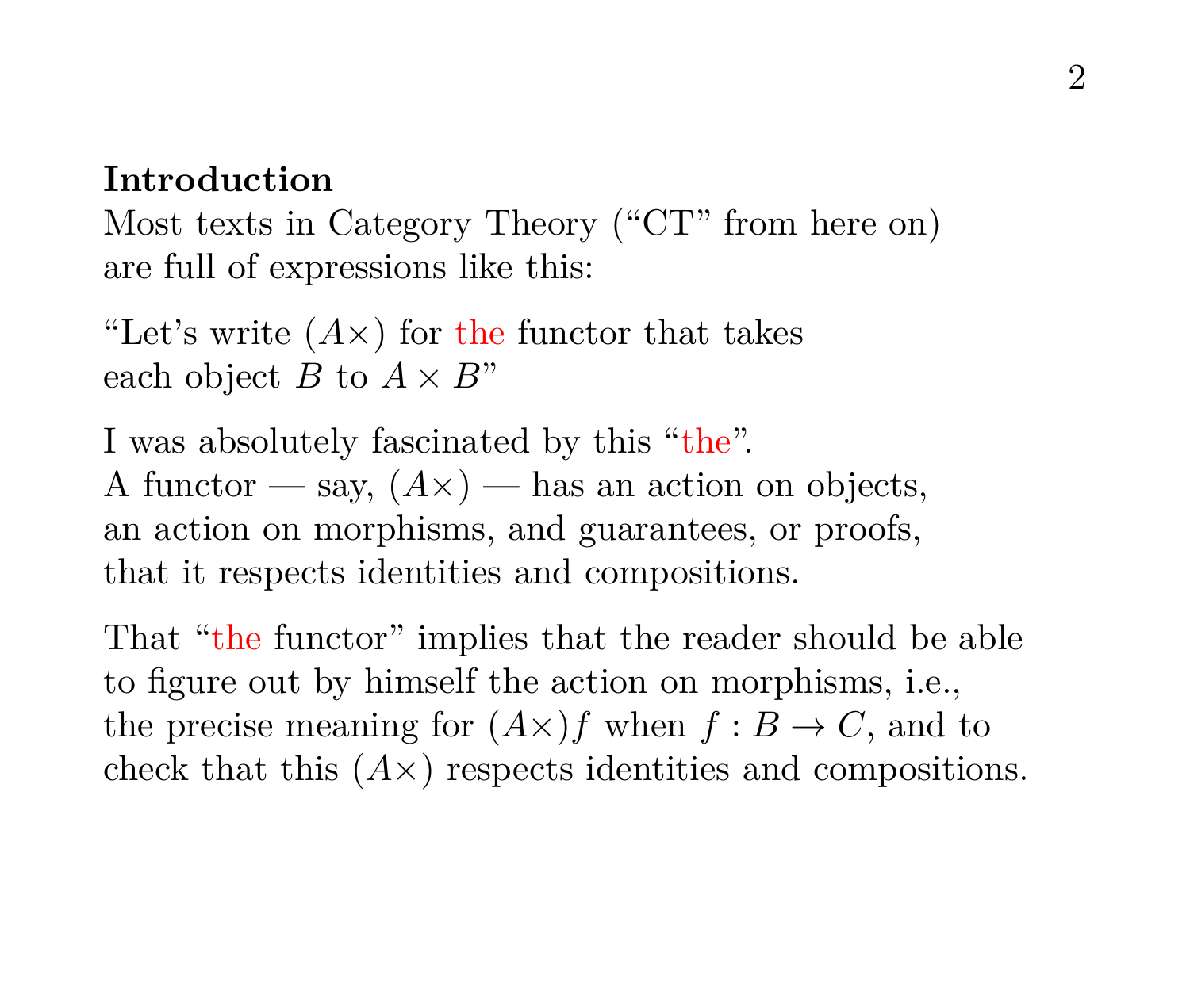**Introduction**

Most texts in Category Theory ("CT" from here on) are full of expressions like this:

"Let's write $(A\times)$ for the functor that takes each object $B$ to $A \times B$"

I was absolutely fascinated by this "the".
A functor — say, $(A\times)$ — has an action on objects, an action on morphisms, and guarantees, or proofs, that it respects identities and compositions.

That "the functor" implies that the reader should be able to figure out by himself the action on morphisms, i.e., the precise meaning for $(A\times)f$ when $f : B \to C$, and to check that this $(A\times)$ respects identities and compositions.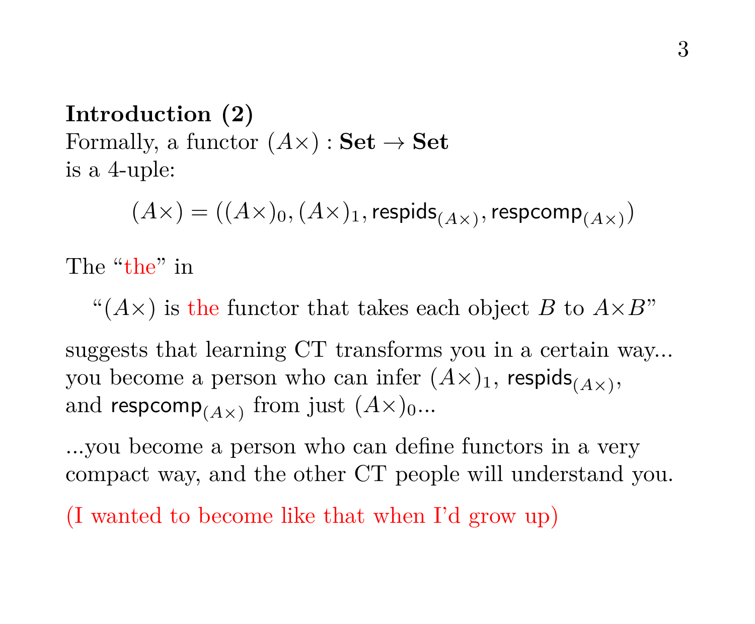**Introduction (2)**
Formally, a functor $(A\times) : \mathbf{Set} \to \mathbf{Set}$
is a 4-uple:

$$(A\times) = ((A\times)_0, (A\times)_1, \mathsf{respids}_{(A\times)}, \mathsf{respcomp}_{(A\times)})$$

The “the” in

“$(A\times)$ is the functor that takes each object $B$ to $A\times B$”

suggests that learning CT transforms you in a certain way...
you become a person who can infer $(A\times)_1$, $\mathsf{respids}_{(A\times)}$,
and $\mathsf{respcomp}_{(A\times)}$ from just $(A\times)_0$...

...you become a person who can define functors in a very compact way, and the other CT people will understand you.

(I wanted to become like that when I’d grow up)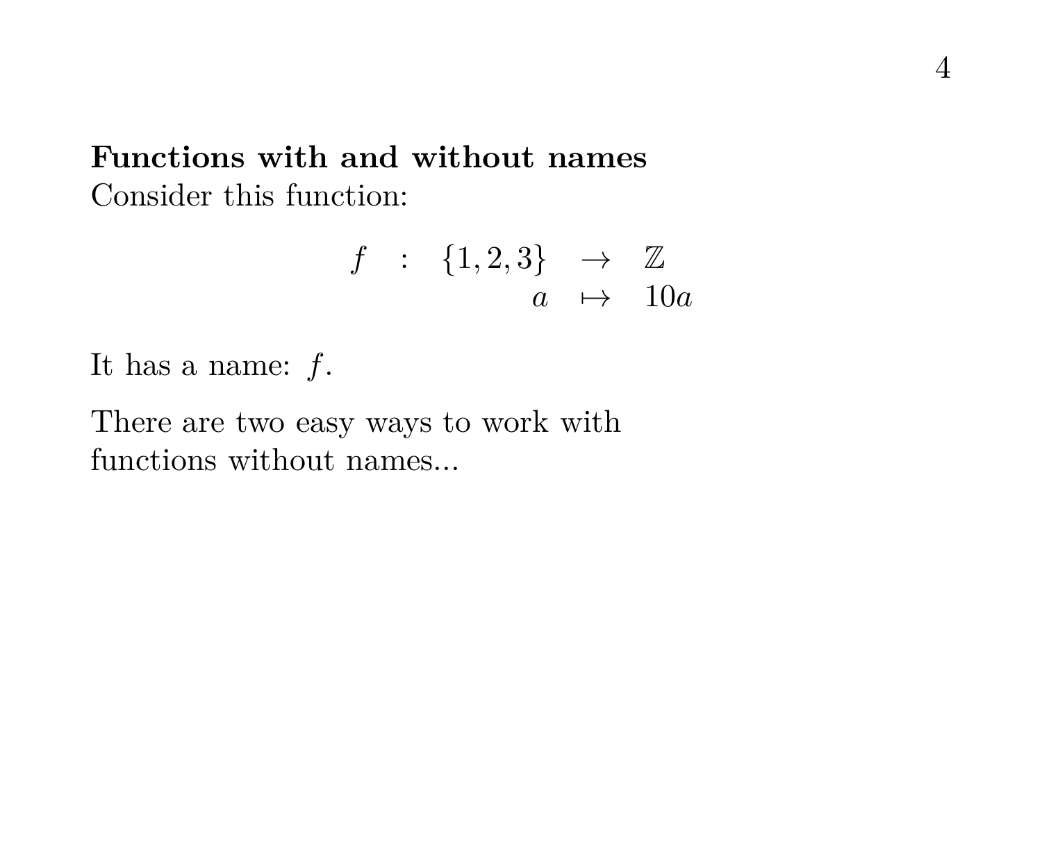**Functions with and without names**

Consider this function:

$$\begin{array}{rcrcl} f & : & \{1, 2, 3\} & \to & \mathbb{Z} \\ & & a & \mapsto & 10a \end{array}$$

It has a name: $f$.

There are two easy ways to work with functions without names...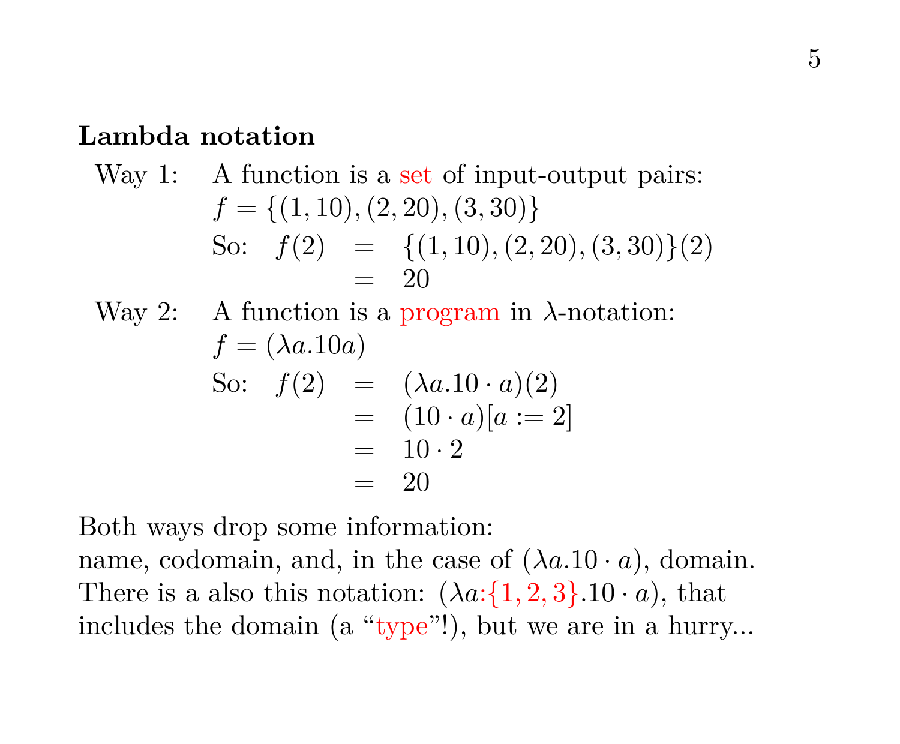## Lambda notation

Way 1: A function is a set of input-output pairs:

$f = \{(1, 10), (2, 20), (3, 30)\}$

So:

$$\begin{array}{rcl} f(2) & = & \{(1, 10), (2, 20), (3, 30)\}(2) \\ & = & 20 \end{array}$$

Way 2: A function is a program in $\lambda$-notation:

$f = (\lambda a.10a)$

So:

$$\begin{array}{rcl} f(2) & = & (\lambda a.10 \cdot a)(2) \\ & = & (10 \cdot a)[a := 2] \\ & = & 10 \cdot 2 \\ & = & 20 \end{array}$$

Both ways drop some information:
name, codomain, and, in the case of $(\lambda a.10 \cdot a)$, domain.
There is a also this notation: $(\lambda a{:}\{1, 2, 3\}.10 \cdot a)$, that includes the domain (a "type"!), but we are in a hurry...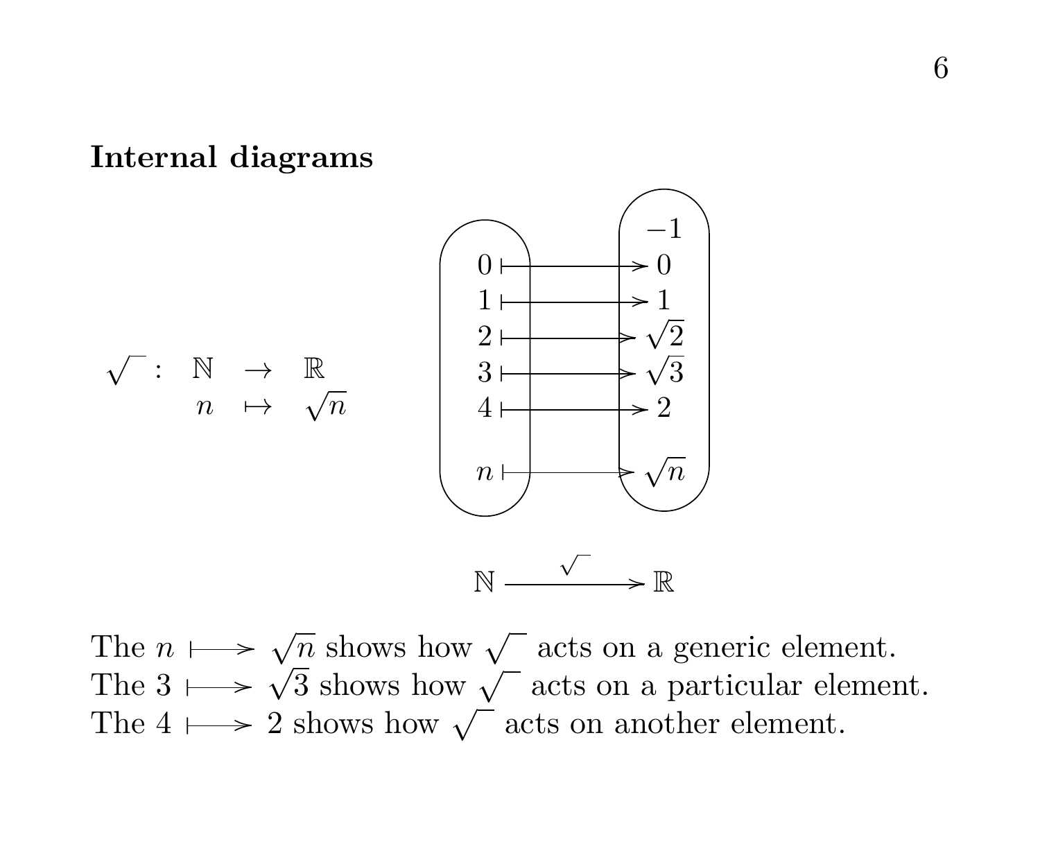## Internal diagrams

$$\sqrt{\ } : \quad \mathbb{N} \to \mathbb{R}$$
$$n \mapsto \sqrt{n}$$

$-1$

$0 \mapsto 0$

$1 \mapsto 1$

$2 \mapsto \sqrt{2}$

$3 \mapsto \sqrt{3}$

$4 \mapsto 2$

$n \mapsto \sqrt{n}$

$$\mathbb{N} \xrightarrow{\sqrt{\ }} \mathbb{R}$$

The $n \longmapsto \sqrt{n}$ shows how $\sqrt{\ }$ acts on a generic element.
The $3 \longmapsto \sqrt{3}$ shows how $\sqrt{\ }$ acts on a particular element.
The $4 \longmapsto 2$ shows how $\sqrt{\ }$ acts on another element.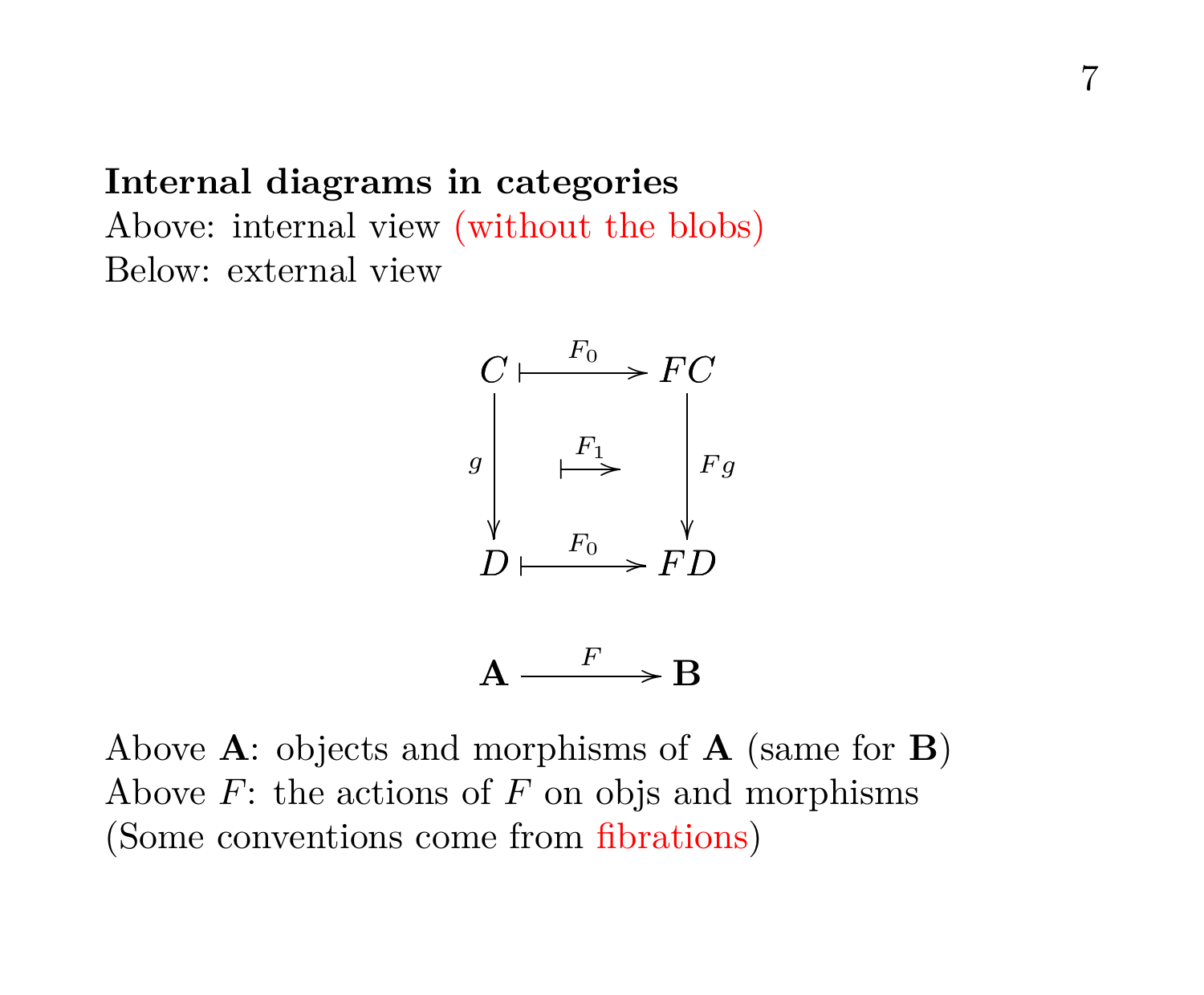**Internal diagrams in categories**

Above: internal view (without the blobs)

Below: external view

$$
\begin{array}{ccc}
C & \overset{F_0}{\longmapsto} & FC \\
{\scriptstyle g}\big\downarrow & \overset{F_1}{\longmapsto} & \big\downarrow{\scriptstyle Fg} \\
D & \overset{F_0}{\longmapsto} & FD
\end{array}
$$

$$
\mathbf{A} \xrightarrow{F} \mathbf{B}
$$

Above $\mathbf{A}$: objects and morphisms of $\mathbf{A}$ (same for $\mathbf{B}$)

Above $F$: the actions of $F$ on objs and morphisms

(Some conventions come from fibrations)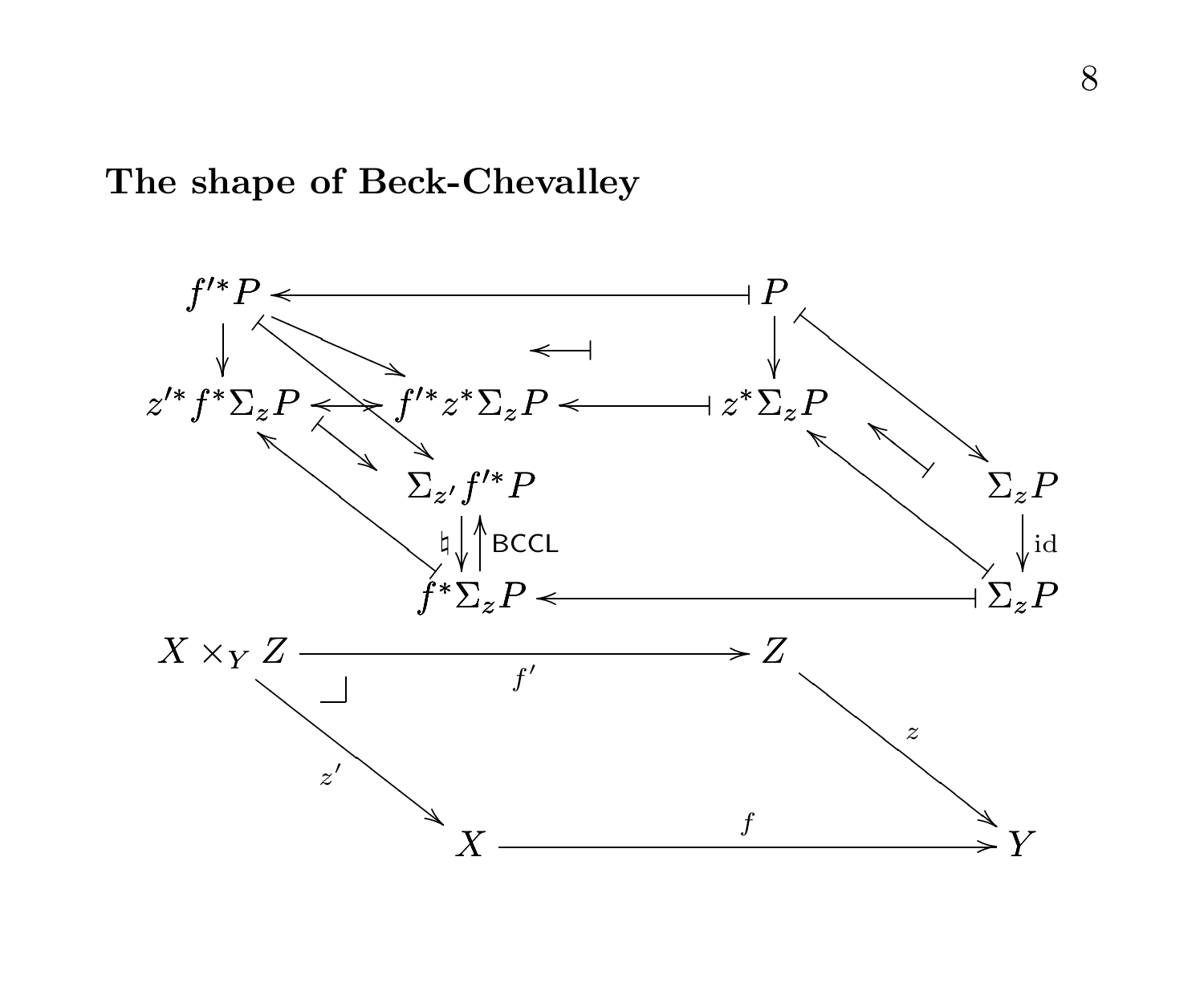## The shape of Beck-Chevalley

$f'^*P$

$P$

$z'^*f^*\Sigma_z P$

$f'^*z^*\Sigma_z P$

$z^*\Sigma_z P$

$\Sigma_{z'} f'^* P$

$\Sigma_z P$

$\natural$

BCCL

id

$f^*\Sigma_z P$

$\Sigma_z P$

$X \times_Y Z$

$f'$

$Z$

$z'$

$z$

$X$

$f$

$Y$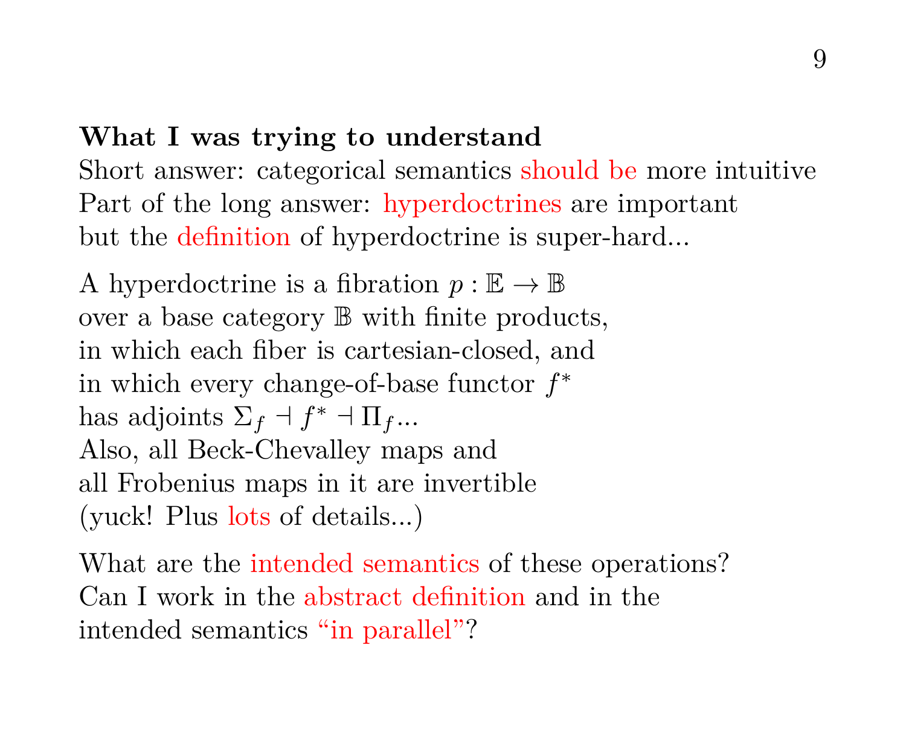**What I was trying to understand**

Short answer: categorical semantics should be more intuitive
Part of the long answer: hyperdoctrines are important
but the definition of hyperdoctrine is super-hard...

A hyperdoctrine is a fibration $p : \mathbb{E} \to \mathbb{B}$
over a base category $\mathbb{B}$ with finite products,
in which each fiber is cartesian-closed, and
in which every change-of-base functor $f^*$
has adjoints $\Sigma_f \dashv f^* \dashv \Pi_f$...
Also, all Beck-Chevalley maps and
all Frobenius maps in it are invertible
(yuck! Plus lots of details...)

What are the intended semantics of these operations?
Can I work in the abstract definition and in the
intended semantics "in parallel"?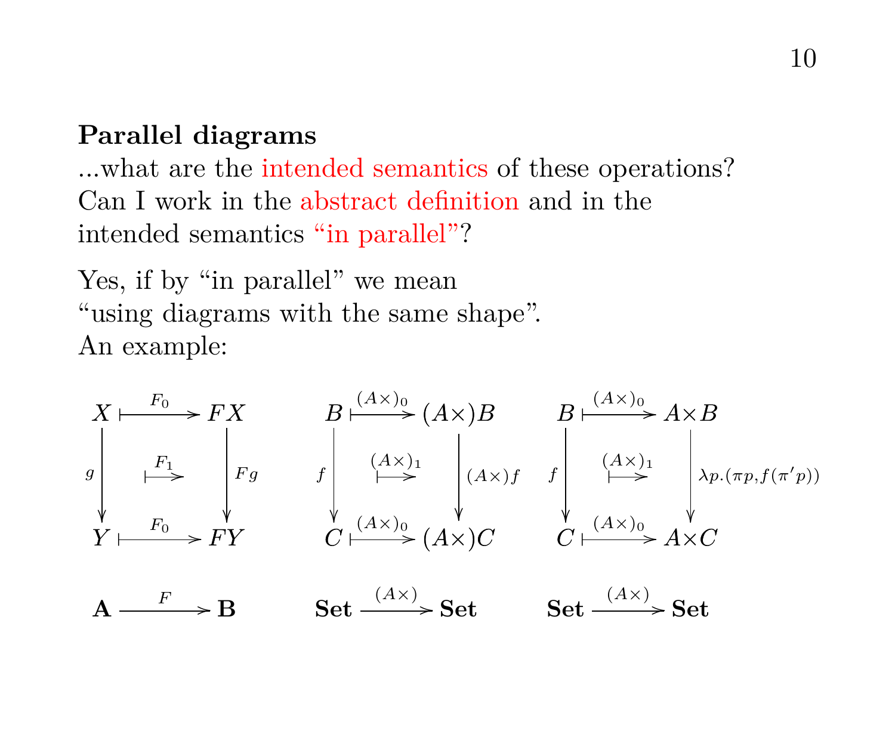**Parallel diagrams**

...what are the intended semantics of these operations?
Can I work in the abstract definition and in the intended semantics "in parallel"?

Yes, if by "in parallel" we mean "using diagrams with the same shape".
An example:

$$
\begin{array}{ccc}
X & \overset{F_0}{\longmapsto} & FX \\
{\scriptstyle g}\downarrow & \overset{F_1}{\longmapsto} & \downarrow{\scriptstyle Fg} \\
Y & \overset{F_0}{\longmapsto} & FY
\end{array}
\qquad
\begin{array}{ccc}
B & \overset{(A\times)_0}{\longmapsto} & (A\times)B \\
{\scriptstyle f}\downarrow & \overset{(A\times)_1}{\longmapsto} & \downarrow{\scriptstyle (A\times)f} \\
C & \overset{(A\times)_0}{\longmapsto} & (A\times)C
\end{array}
\qquad
\begin{array}{ccc}
B & \overset{(A\times)_0}{\longmapsto} & A\times B \\
{\scriptstyle f}\downarrow & \overset{(A\times)_1}{\longmapsto} & \downarrow{\scriptstyle \lambda p.(\pi p, f(\pi' p))} \\
C & \overset{(A\times)_0}{\longmapsto} & A\times C
\end{array}
$$

$$
\mathbf{A} \xrightarrow{F} \mathbf{B}
\qquad
\mathbf{Set} \xrightarrow{(A\times)} \mathbf{Set}
\qquad
\mathbf{Set} \xrightarrow{(A\times)} \mathbf{Set}
$$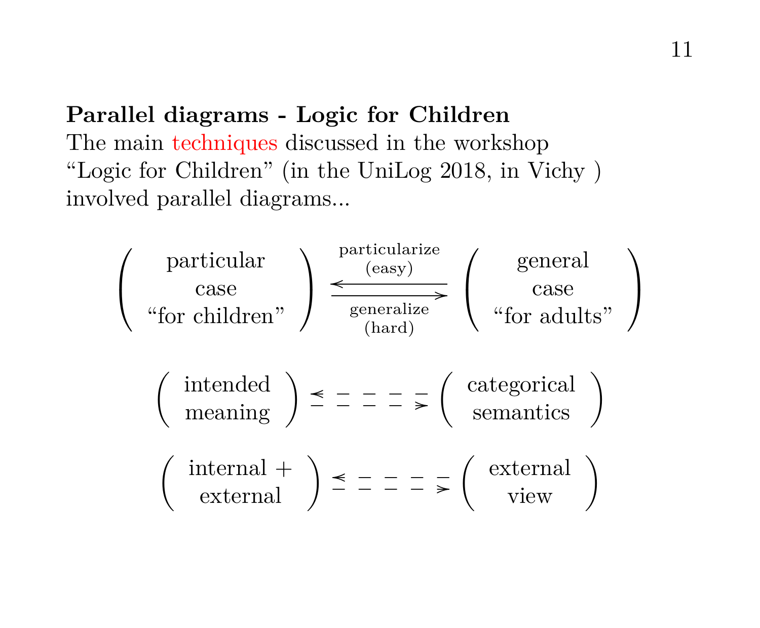**Parallel diagrams - Logic for Children**

The main techniques discussed in the workshop "Logic for Children" (in the UniLog 2018, in Vichy ) involved parallel diagrams...

$$\left(\begin{array}{c}\text{particular}\\ \text{case}\\ \text{“for children”}\end{array}\right) \underset{\substack{\text{generalize}\\ \text{(hard)}}}{\overset{\substack{\text{particularize}\\ \text{(easy)}}}{\rightleftarrows}} \left(\begin{array}{c}\text{general}\\ \text{case}\\ \text{“for adults”}\end{array}\right)$$

$$\left(\begin{array}{c}\text{intended}\\ \text{meaning}\end{array}\right) \leftarrow - - - - \rightarrow \left(\begin{array}{c}\text{categorical}\\ \text{semantics}\end{array}\right)$$

$$\left(\begin{array}{c}\text{internal +}\\ \text{external}\end{array}\right) \leftarrow - - - - \rightarrow \left(\begin{array}{c}\text{external}\\ \text{view}\end{array}\right)$$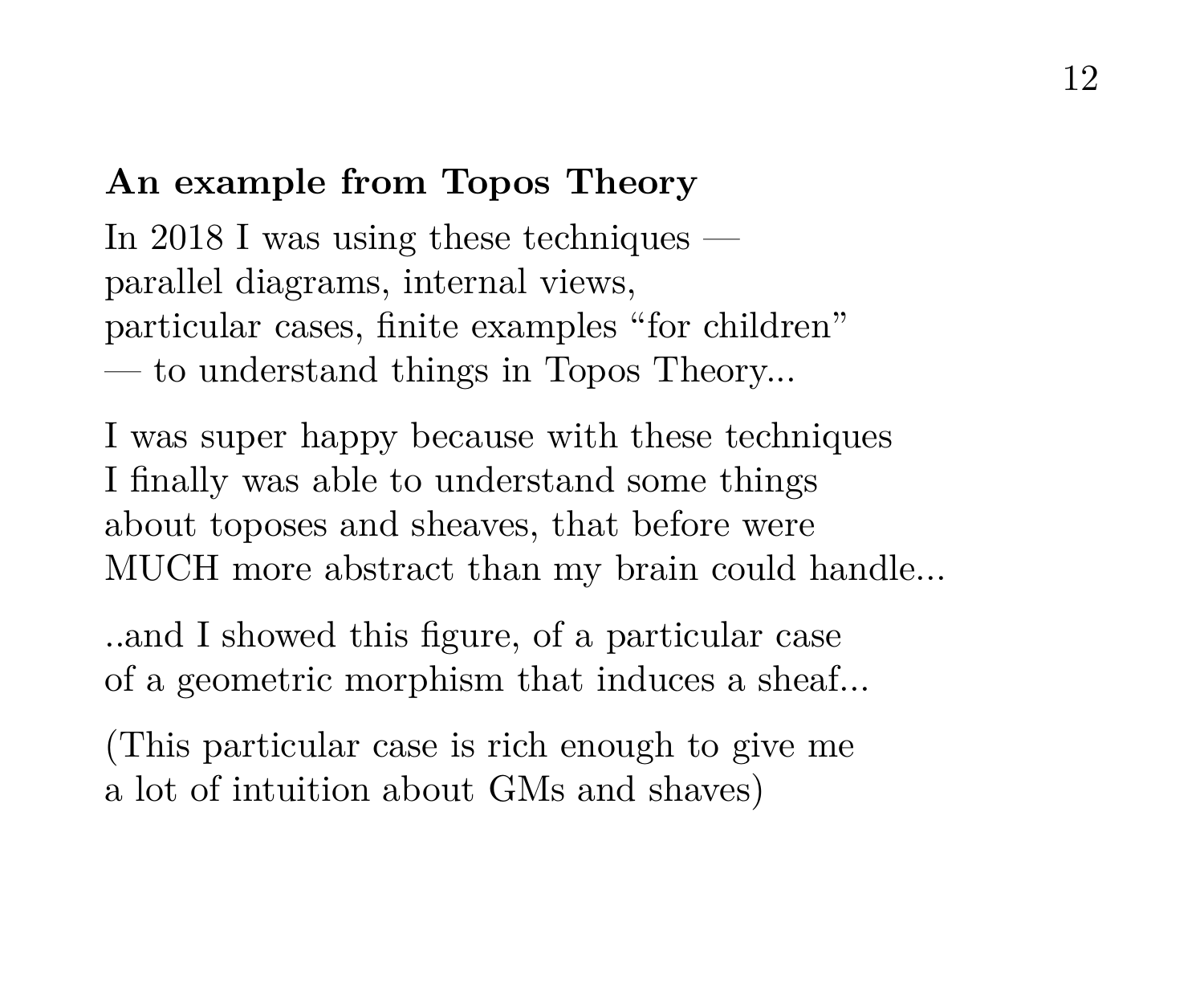**An example from Topos Theory**

In 2018 I was using these techniques —
parallel diagrams, internal views,
particular cases, finite examples "for children"
— to understand things in Topos Theory...

I was super happy because with these techniques
I finally was able to understand some things
about toposes and sheaves, that before were
MUCH more abstract than my brain could handle...

..and I showed this figure, of a particular case
of a geometric morphism that induces a sheaf...

(This particular case is rich enough to give me
a lot of intuition about GMs and shaves)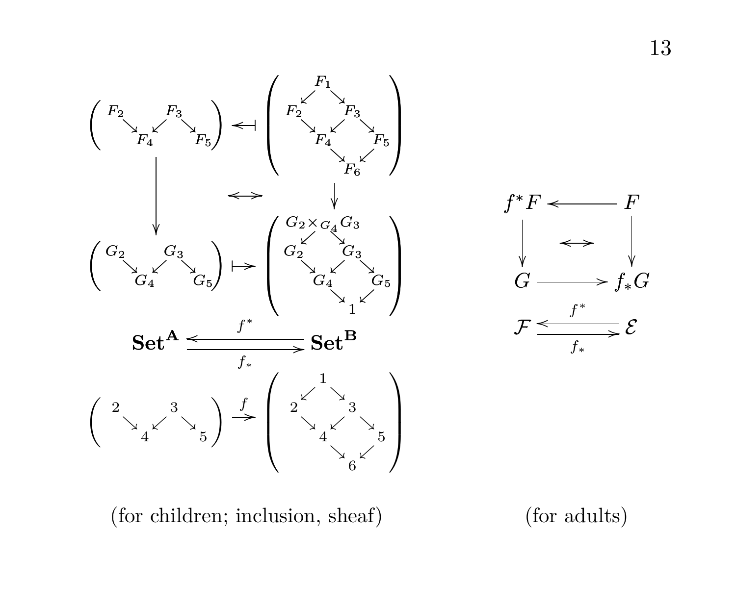$$
\begin{array}{ccc}
\begin{pmatrix} F_2 & & F_3 & \\ & F_4 & & F_5 \end{pmatrix} & \longleftarrow\!\!\! \dashv & \begin{pmatrix} & F_1 & \\ F_2 & & F_3 & \\ & F_4 & & F_5 \\ & & F_6 & \end{pmatrix} \\
\downarrow & \longleftrightarrow & \downarrow \\
\begin{pmatrix} G_2 & & G_3 & \\ & G_4 & & G_5 \end{pmatrix} & \longmapsto & \begin{pmatrix} & G_2 \times_{G_4} G_3 & \\ G_2 & & G_3 & \\ & G_4 & & G_5 \\ & & 1 & \end{pmatrix}
\end{array}
$$

$$
\mathbf{Set}^{\mathbf{A}} \underset{f_*}{\overset{f^*}{\rightleftarrows}} \mathbf{Set}^{\mathbf{B}}
$$

$$
\begin{pmatrix} 2 & & 3 & \\ & 4 & & 5 \end{pmatrix} \xrightarrow{f} \begin{pmatrix} & 1 & \\ 2 & & 3 & \\ & 4 & & 5 \\ & & 6 & \end{pmatrix}
$$

(for children; inclusion, sheaf)

$$
\begin{array}{ccc}
f^*F & \longleftarrow & F \\
\downarrow & \longleftrightarrow & \downarrow \\
G & \longrightarrow & f_*G
\end{array}
$$

$$
\mathcal{F} \underset{f_*}{\overset{f^*}{\rightleftarrows}} \mathcal{E}
$$

(for adults)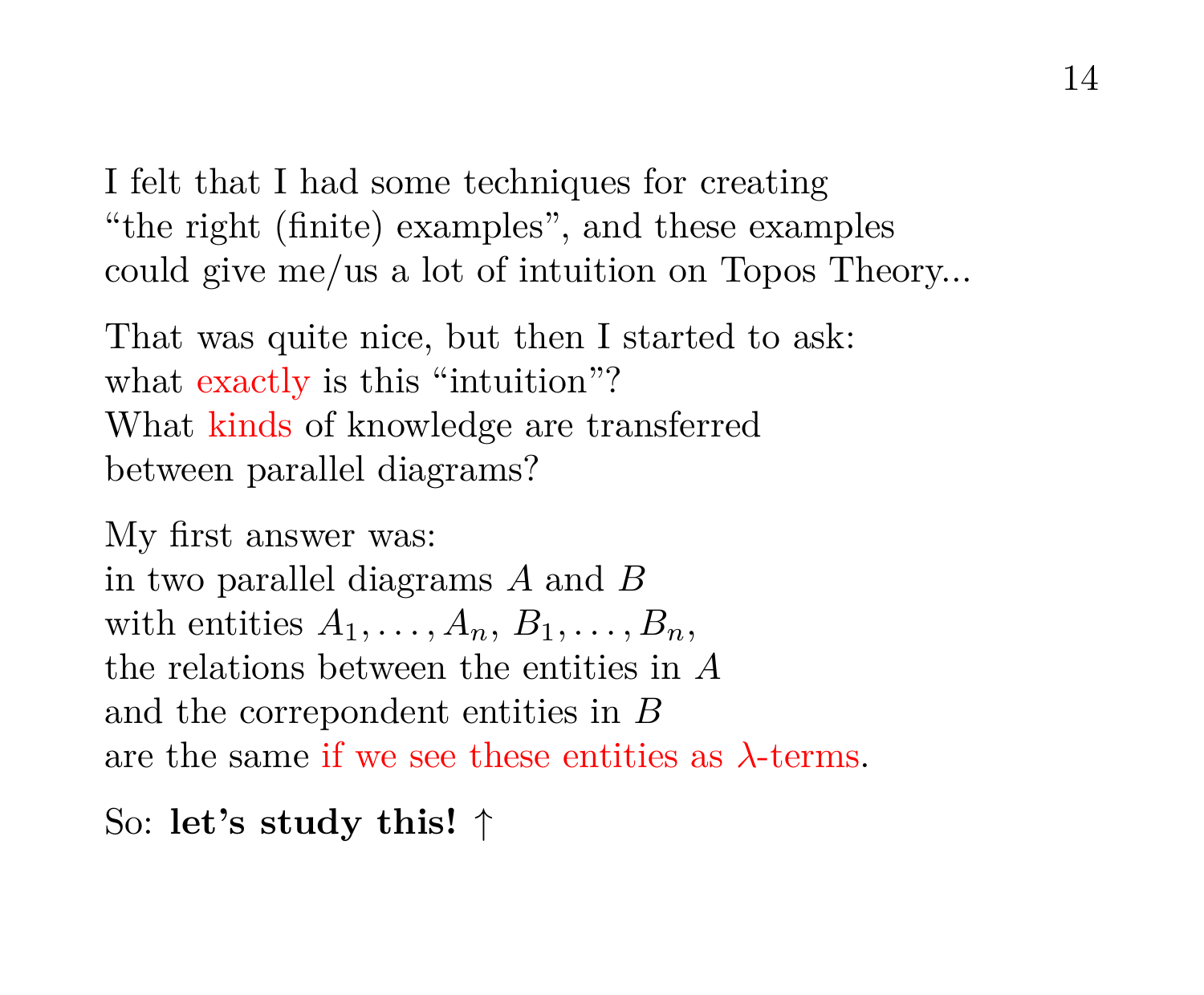I felt that I had some techniques for creating
"the right (finite) examples", and these examples
could give me/us a lot of intuition on Topos Theory...

That was quite nice, but then I started to ask:
what exactly is this "intuition"?
What kinds of knowledge are transferred
between parallel diagrams?

My first answer was:
in two parallel diagrams $A$ and $B$
with entities $A_1, \ldots, A_n$, $B_1, \ldots, B_n$,
the relations between the entities in $A$
and the correpondent entities in $B$
are the same if we see these entities as $\lambda$-terms.

So: **let's study this!** $\uparrow$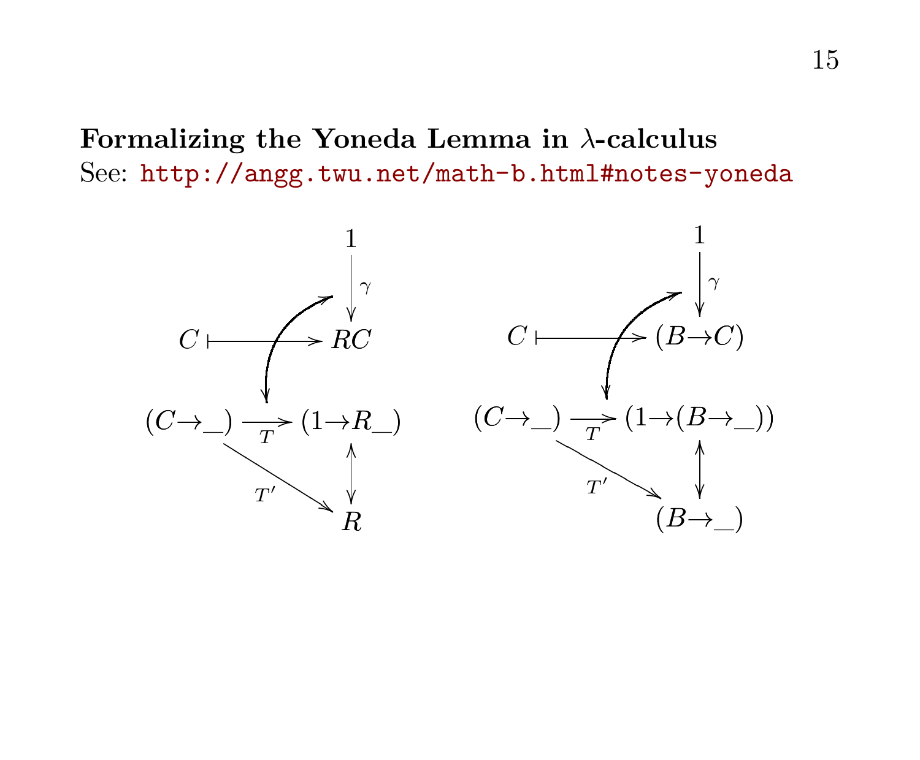**Formalizing the Yoneda Lemma in $\lambda$-calculus**

See: http://angg.twu.net/math-b.html#notes-yoneda

1

$\gamma$

$C$

$RC$

$(C\to\_)$

$T$

$(1\to R\_)$

$T'$

$R$

1

$\gamma$

$C$

$(B\to C)$

$(C\to\_)$

$T$

$(1\to(B\to\_))$

$T'$

$(B\to\_)$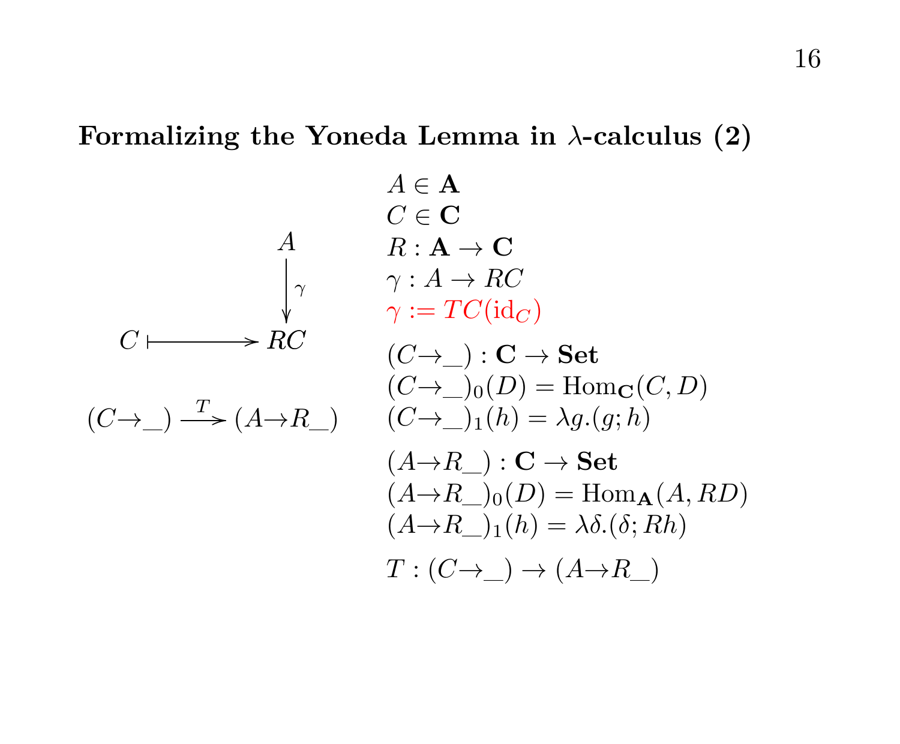## Formalizing the Yoneda Lemma in λ-calculus (2)

$$\begin{array}{ccc} & & A \\ & & \downarrow \gamma \\ C & \longmapsto & RC \end{array}$$

$$(C{\to}\_) \xrightarrow{T} (A{\to}R\_)$$

$A \in \mathbf{A}$
$C \in \mathbf{C}$
$R : \mathbf{A} \to \mathbf{C}$
$\gamma : A \to RC$
$\gamma := TC(\mathrm{id}_C)$

$(C{\to}\_) : \mathbf{C} \to \mathbf{Set}$
$(C{\to}\_)_0(D) = \mathrm{Hom}_{\mathbf{C}}(C, D)$
$(C{\to}\_)_1(h) = \lambda g.(g; h)$

$(A{\to}R\_) : \mathbf{C} \to \mathbf{Set}$
$(A{\to}R\_)_0(D) = \mathrm{Hom}_{\mathbf{A}}(A, RD)$
$(A{\to}R\_)_1(h) = \lambda \delta.(\delta; Rh)$

$T : (C{\to}\_) \to (A{\to}R\_)$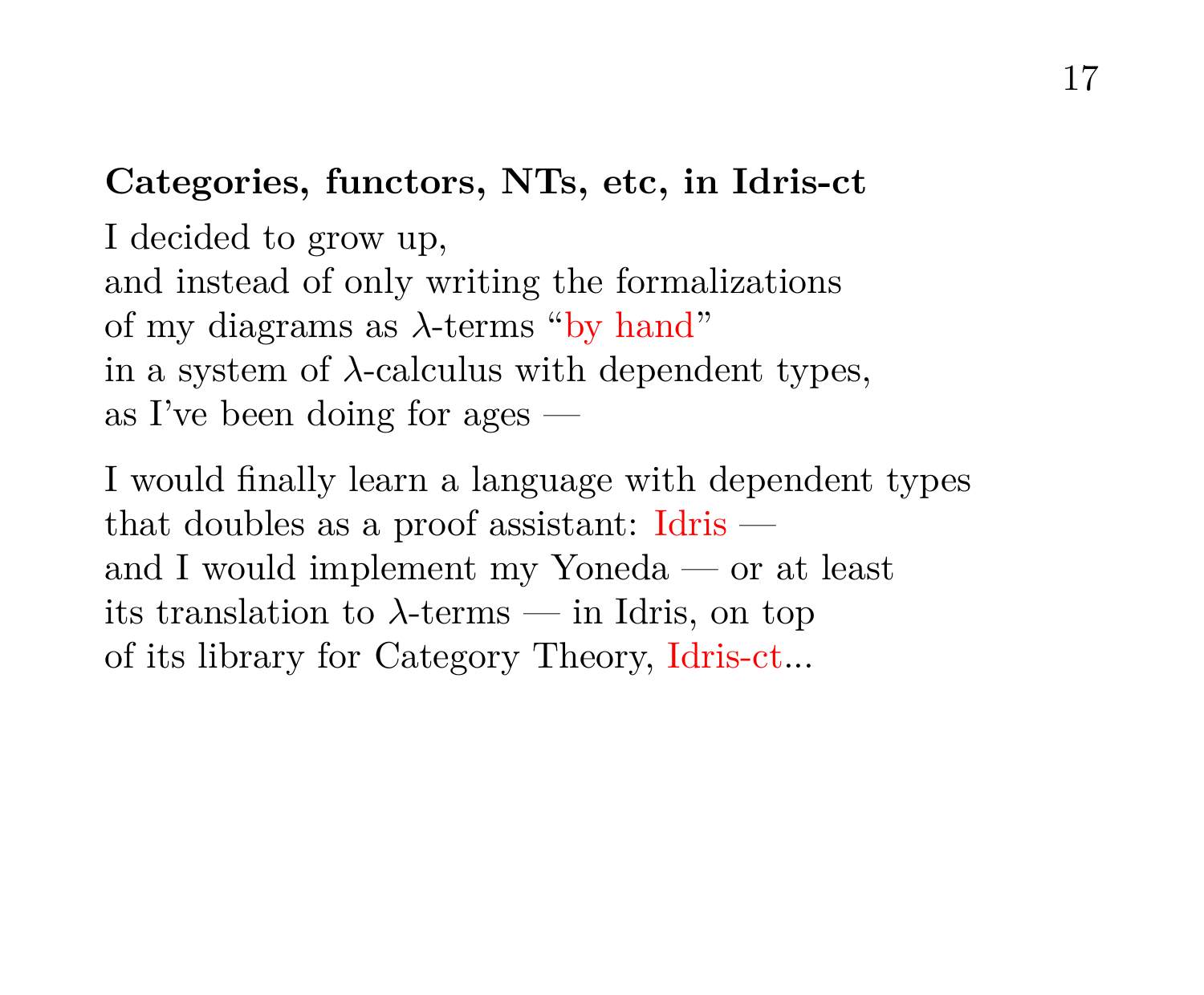**Categories, functors, NTs, etc, in Idris-ct**

I decided to grow up,
and instead of only writing the formalizations
of my diagrams as $\lambda$-terms "by hand"
in a system of $\lambda$-calculus with dependent types,
as I've been doing for ages —

I would finally learn a language with dependent types
that doubles as a proof assistant: Idris —
and I would implement my Yoneda — or at least
its translation to $\lambda$-terms — in Idris, on top
of its library for Category Theory, Idris-ct...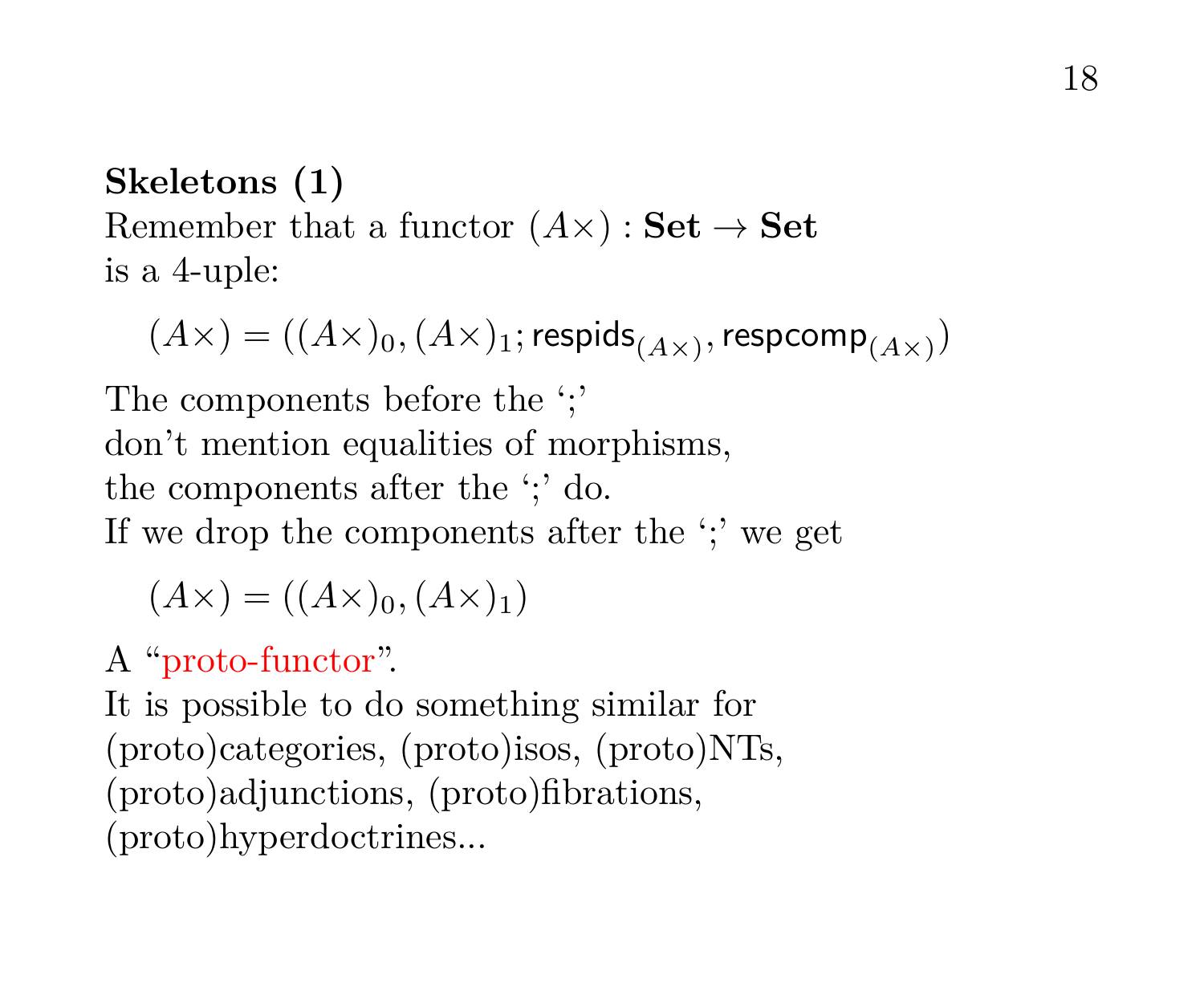**Skeletons (1)**

Remember that a functor $(A\times) : \mathbf{Set} \to \mathbf{Set}$
is a 4-uple:

$$(A\times) = ((A\times)_0, (A\times)_1; \mathsf{respids}_{(A\times)}, \mathsf{respcomp}_{(A\times)})$$

The components before the ‘;’
don’t mention equalities of morphisms,
the components after the ‘;’ do.
If we drop the components after the ‘;’ we get

$$(A\times) = ((A\times)_0, (A\times)_1)$$

A “proto-functor”.
It is possible to do something similar for
(proto)categories, (proto)isos, (proto)NTs,
(proto)adjunctions, (proto)fibrations,
(proto)hyperdoctrines...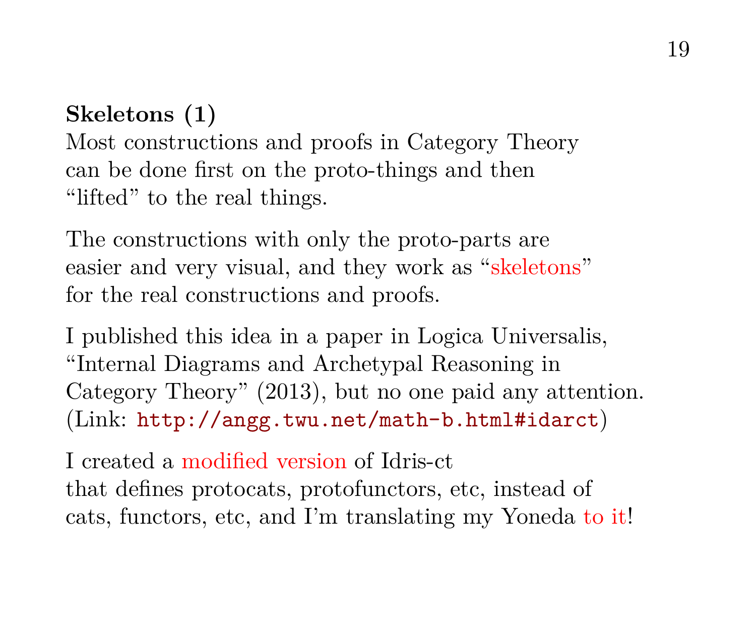**Skeletons (1)**

Most constructions and proofs in Category Theory can be done first on the proto-things and then "lifted" to the real things.

The constructions with only the proto-parts are easier and very visual, and they work as "skeletons" for the real constructions and proofs.

I published this idea in a paper in Logica Universalis, "Internal Diagrams and Archetypal Reasoning in Category Theory" (2013), but no one paid any attention. (Link: `http://angg.twu.net/math-b.html#idarct`)

I created a modified version of Idris-ct that defines protocats, protofunctors, etc, instead of cats, functors, etc, and I'm translating my Yoneda to it!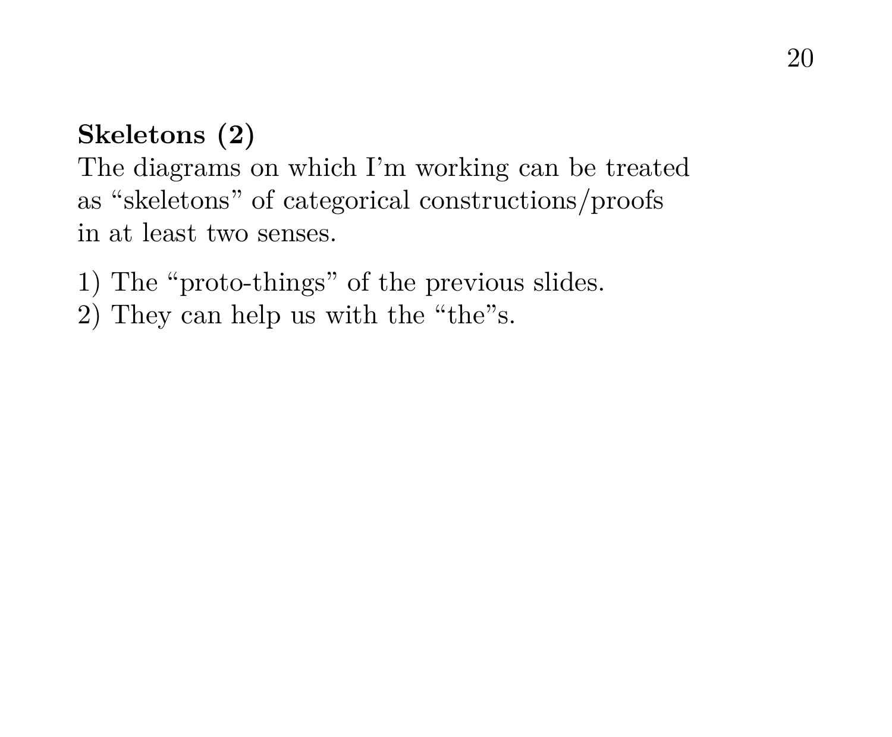**Skeletons (2)**

The diagrams on which I'm working can be treated as "skeletons" of categorical constructions/proofs in at least two senses.

1) The "proto-things" of the previous slides.
2) They can help us with the "the"s.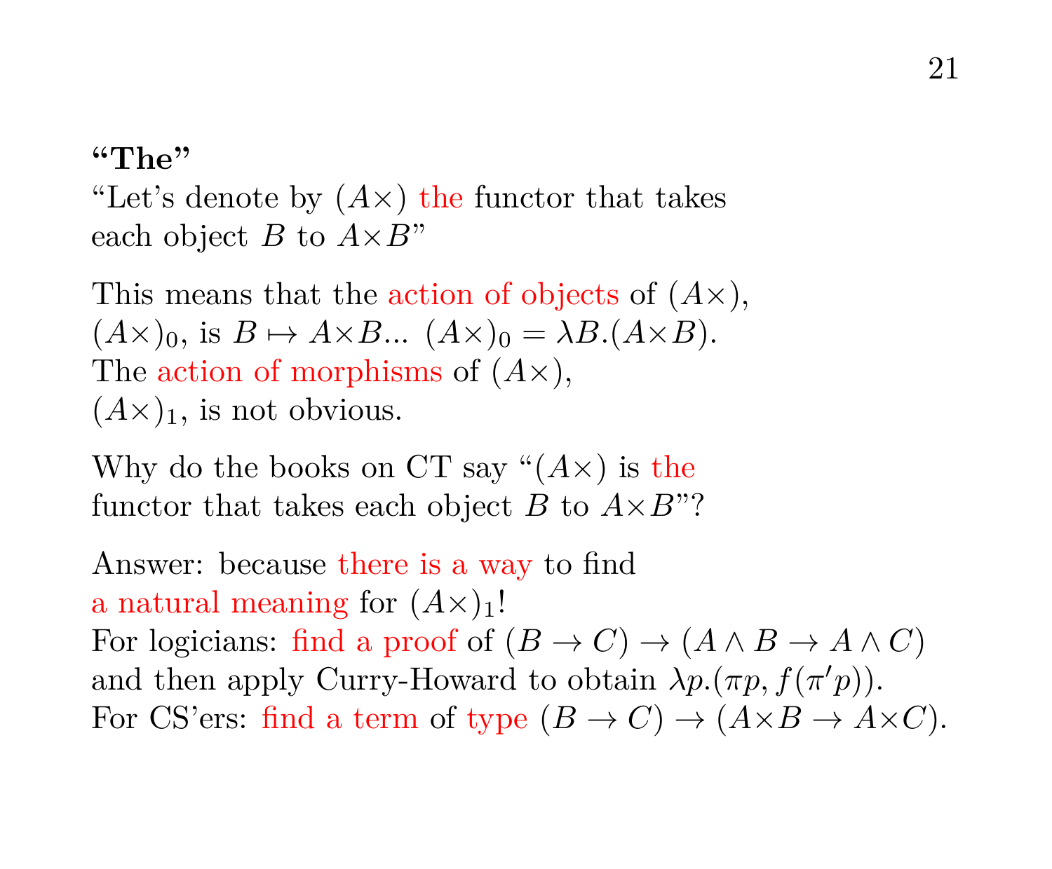**“The”**

“Let’s denote by $(A\times)$ the functor that takes each object $B$ to $A\times B$”

This means that the action of objects of $(A\times)$, $(A\times)_0$, is $B \mapsto A\times B$... $(A\times)_0 = \lambda B.(A\times B)$. The action of morphisms of $(A\times)$, $(A\times)_1$, is not obvious.

Why do the books on CT say “$(A\times)$ is the functor that takes each object $B$ to $A\times B$”?

Answer: because there is a way to find a natural meaning for $(A\times)_1$!
For logicians: find a proof of $(B \to C) \to (A \wedge B \to A \wedge C)$ and then apply Curry-Howard to obtain $\lambda p.(\pi p, f(\pi' p))$.
For CS’ers: find a term of type $(B \to C) \to (A\times B \to A\times C)$.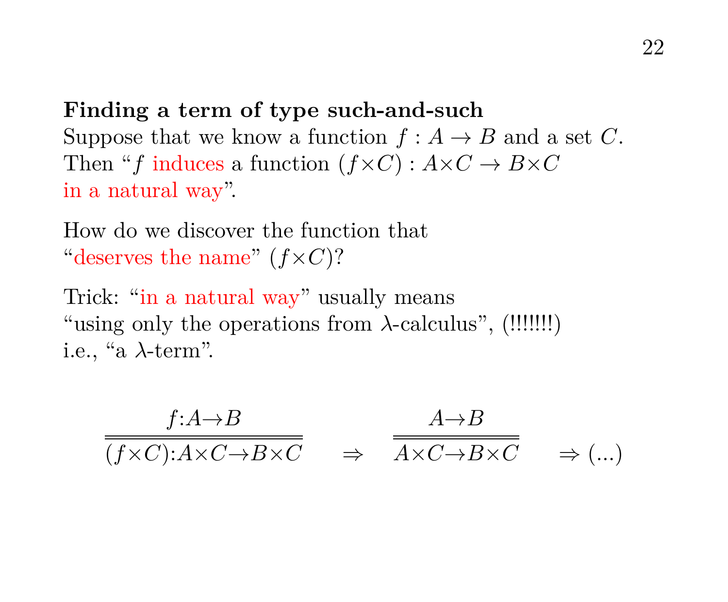**Finding a term of type such-and-such**

Suppose that we know a function $f : A \to B$ and a set $C$. Then "$f$ induces a function $(f{\times}C) : A{\times}C \to B{\times}C$ in a natural way".

How do we discover the function that "deserves the name" $(f{\times}C)$?

Trick: "in a natural way" usually means "using only the operations from $\lambda$-calculus", (!!!!!!!) i.e., "a $\lambda$-term".

$$\dfrac{f{:}A{\to}B}{\overline{(f{\times}C){:}A{\times}C{\to}B{\times}C}} \quad \Rightarrow \quad \dfrac{A{\to}B}{\overline{A{\times}C{\to}B{\times}C}} \quad \Rightarrow (...)$$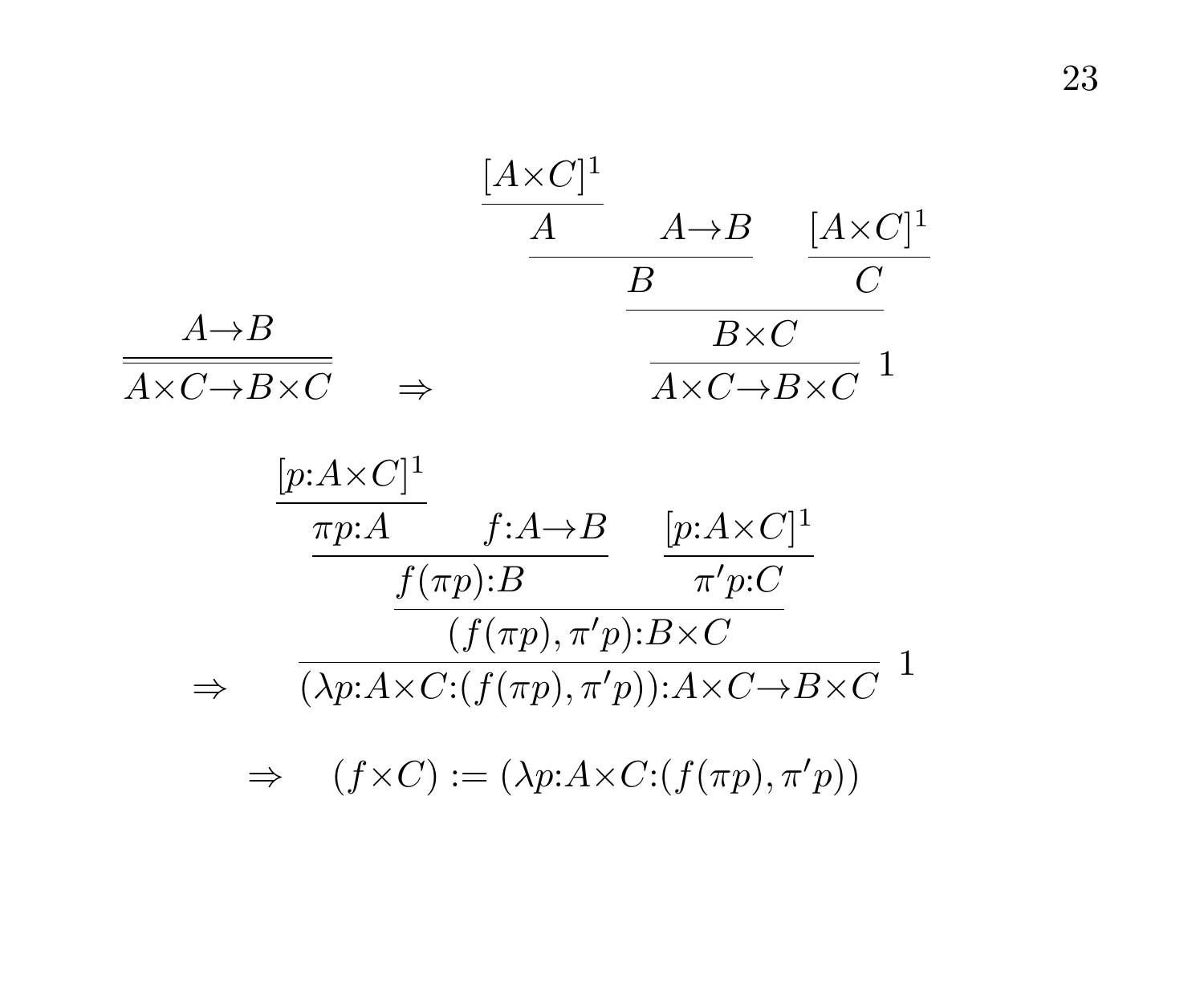$$
\dfrac{A \to B}{\overline{\overline{A \times C \to B \times C}}} \quad \Rightarrow \quad \dfrac{\dfrac{\dfrac{\dfrac{[A \times C]^1}{A} \qquad A \to B}{B} \qquad \dfrac{[A \times C]^1}{C}}{B \times C}}{A \times C \to B \times C}\ 1
$$

$$
\Rightarrow \quad \dfrac{\dfrac{\dfrac{\dfrac{[p{:}A \times C]^1}{\pi p{:}A} \qquad f{:}A \to B}{f(\pi p){:}B} \qquad \dfrac{[p{:}A \times C]^1}{\pi' p{:}C}}{(f(\pi p), \pi' p){:}B \times C}}{(\lambda p{:}A \times C{:}(f(\pi p), \pi' p)){:}A \times C \to B \times C}\ 1
$$

$$
\Rightarrow \quad (f \times C) := (\lambda p{:}A \times C{:}(f(\pi p), \pi' p))
$$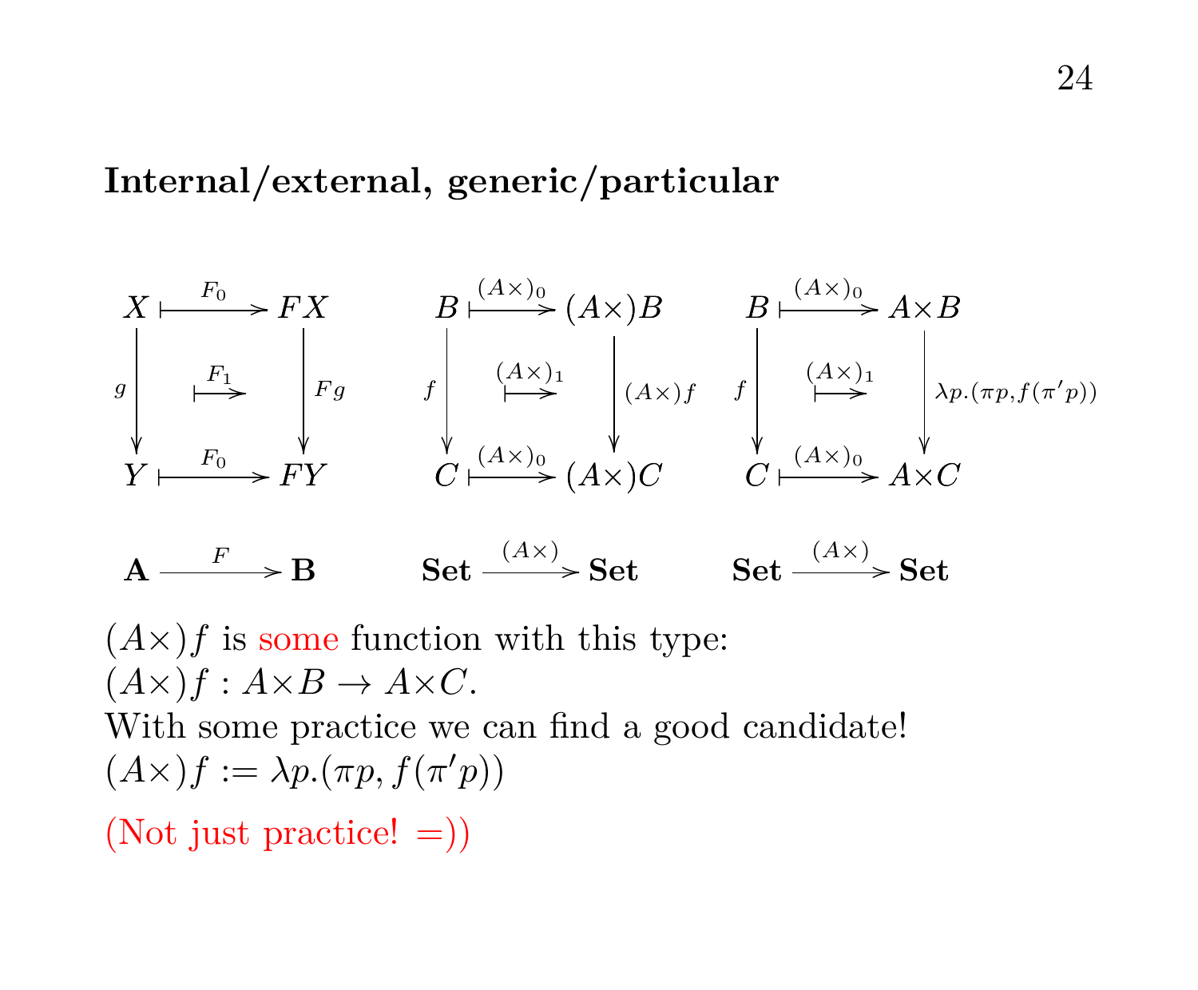## Internal/external, generic/particular

$$
\begin{array}{ccc}
X & \stackrel{F_0}{\longmapsto} & FX \\
{\scriptstyle g}\downarrow & \stackrel{F_1}{\longmapsto} & \downarrow{\scriptstyle Fg} \\
Y & \stackrel{F_0}{\longmapsto} & FY
\end{array}
\qquad
\begin{array}{ccc}
B & \stackrel{(A\times)_0}{\longmapsto} & (A\times)B \\
{\scriptstyle f}\downarrow & \stackrel{(A\times)_1}{\longmapsto} & \downarrow{\scriptstyle (A\times)f} \\
C & \stackrel{(A\times)_0}{\longmapsto} & (A\times)C
\end{array}
\qquad
\begin{array}{ccc}
B & \stackrel{(A\times)_0}{\longmapsto} & A\times B \\
{\scriptstyle f}\downarrow & \stackrel{(A\times)_1}{\longmapsto} & \downarrow{\scriptstyle \lambda p.(\pi p, f(\pi' p))} \\
C & \stackrel{(A\times)_0}{\longmapsto} & A\times C
\end{array}
$$

$$
\mathbf{A} \xrightarrow{F} \mathbf{B} \qquad \mathbf{Set} \xrightarrow{(A\times)} \mathbf{Set} \qquad \mathbf{Set} \xrightarrow{(A\times)} \mathbf{Set}
$$

$(A\times)f$ is some function with this type:
$(A\times)f : A\times B \to A\times C$.
With some practice we can find a good candidate!
$(A\times)f := \lambda p.(\pi p, f(\pi' p))$

(Not just practice! =))